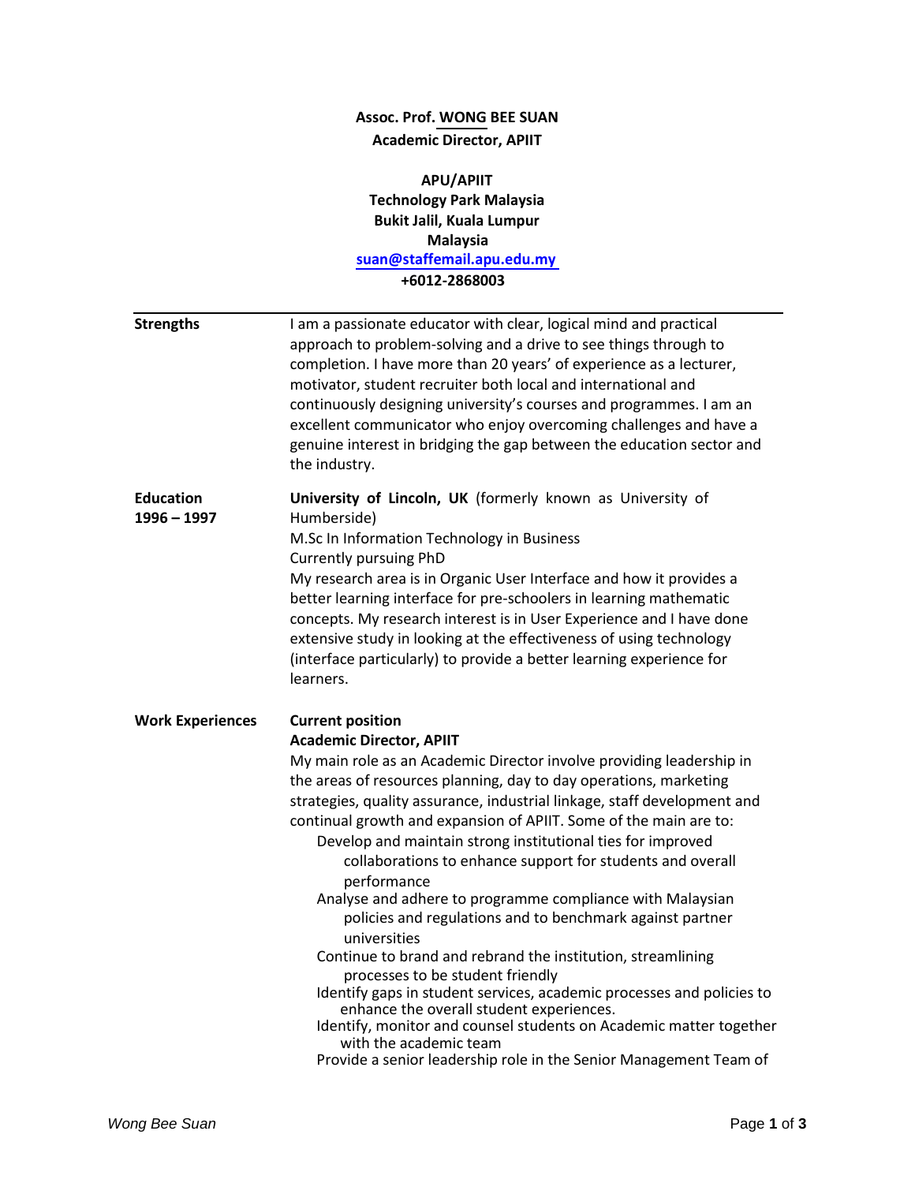**Assoc. Prof. WONG BEE SUAN**
**Academic Director, APIIT**

**APU/APIIT**
**Technology Park Malaysia**
**Bukit Jalil, Kuala Lumpur**
**Malaysia**
**suan@staffemail.apu.edu.my**
**+6012-2868003**

---

**Strengths**

I am a passionate educator with clear, logical mind and practical approach to problem-solving and a drive to see things through to completion. I have more than 20 years' of experience as a lecturer, motivator, student recruiter both local and international and continuously designing university's courses and programmes. I am an excellent communicator who enjoy overcoming challenges and have a genuine interest in bridging the gap between the education sector and the industry.

**Education**
**1996 – 1997**

**University of Lincoln, UK** (formerly known as University of Humberside)
M.Sc In Information Technology in Business
Currently pursuing PhD
My research area is in Organic User Interface and how it provides a better learning interface for pre-schoolers in learning mathematic concepts. My research interest is in User Experience and I have done extensive study in looking at the effectiveness of using technology (interface particularly) to provide a better learning experience for learners.

**Work Experiences**

**Current position**
**Academic Director, APIIT**
My main role as an Academic Director involve providing leadership in the areas of resources planning, day to day operations, marketing strategies, quality assurance, industrial linkage, staff development and continual growth and expansion of APIIT. Some of the main are to:

- Develop and maintain strong institutional ties for improved collaborations to enhance support for students and overall performance
- Analyse and adhere to programme compliance with Malaysian policies and regulations and to benchmark against partner universities
- Continue to brand and rebrand the institution, streamlining processes to be student friendly
- Identify gaps in student services, academic processes and policies to enhance the overall student experiences.
- Identify, monitor and counsel students on Academic matter together with the academic team
- Provide a senior leadership role in the Senior Management Team of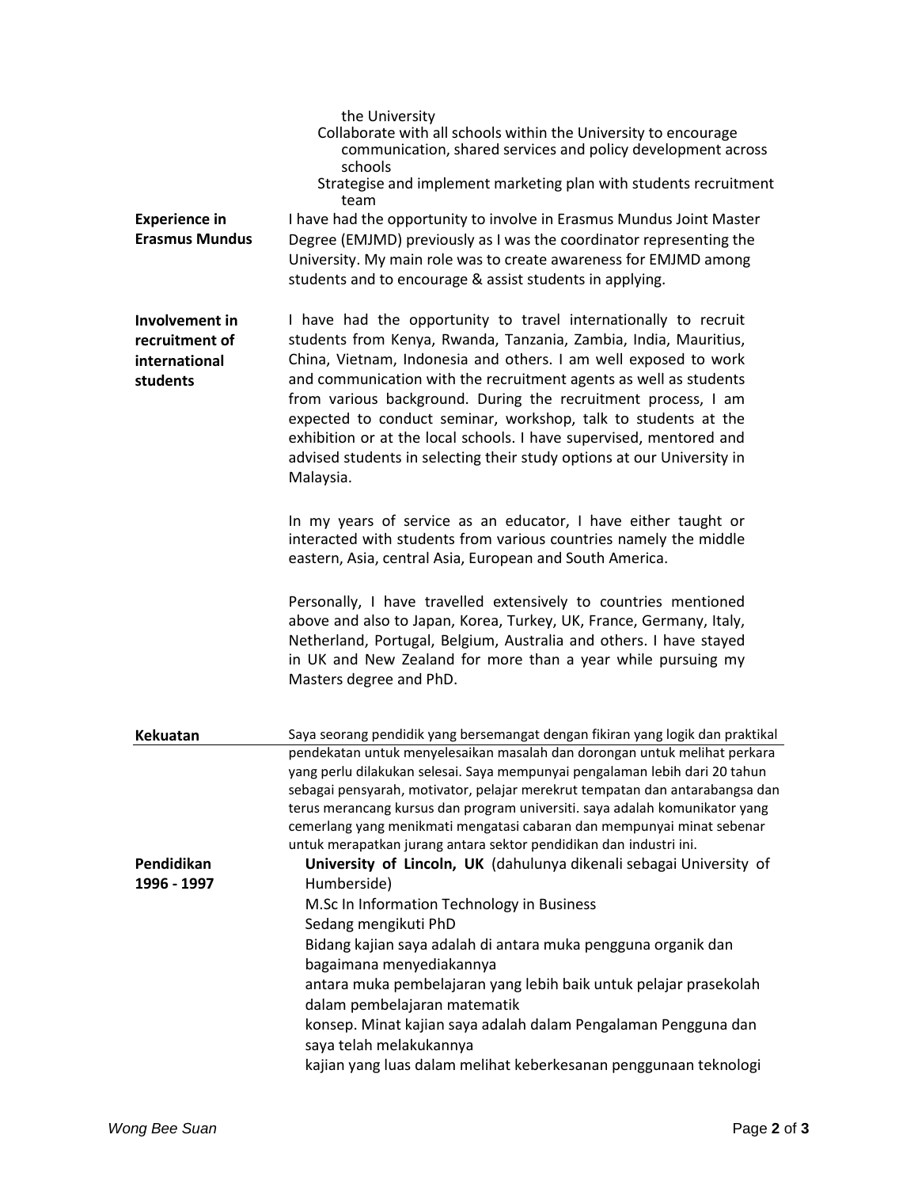the University

- Collaborate with all schools within the University to encourage communication, shared services and policy development across schools
- Strategise and implement marketing plan with students recruitment team

**Experience in Erasmus Mundus**

I have had the opportunity to involve in Erasmus Mundus Joint Master Degree (EMJMD) previously as I was the coordinator representing the University. My main role was to create awareness for EMJMD among students and to encourage & assist students in applying.

**Involvement in recruitment of international students**

I have had the opportunity to travel internationally to recruit students from Kenya, Rwanda, Tanzania, Zambia, India, Mauritius, China, Vietnam, Indonesia and others. I am well exposed to work and communication with the recruitment agents as well as students from various background. During the recruitment process, I am expected to conduct seminar, workshop, talk to students at the exhibition or at the local schools. I have supervised, mentored and advised students in selecting their study options at our University in Malaysia.

In my years of service as an educator, I have either taught or interacted with students from various countries namely the middle eastern, Asia, central Asia, European and South America.

Personally, I have travelled extensively to countries mentioned above and also to Japan, Korea, Turkey, UK, France, Germany, Italy, Netherland, Portugal, Belgium, Australia and others. I have stayed in UK and New Zealand for more than a year while pursuing my Masters degree and PhD.

**Kekuatan**

Saya seorang pendidik yang bersemangat dengan fikiran yang logik dan praktikal pendekatan untuk menyelesaikan masalah dan dorongan untuk melihat perkara yang perlu dilakukan selesai. Saya mempunyai pengalaman lebih dari 20 tahun sebagai pensyarah, motivator, pelajar merekrut tempatan dan antarabangsa dan terus merancang kursus dan program universiti. saya adalah komunikator yang cemerlang yang menikmati mengatasi cabaran dan mempunyai minat sebenar untuk merapatkan jurang antara sektor pendidikan dan industri ini.

**Pendidikan**
**1996 - 1997**

**University of Lincoln, UK** (dahulunya dikenali sebagai University of Humberside)

M.Sc In Information Technology in Business

Sedang mengikuti PhD

Bidang kajian saya adalah di antara muka pengguna organik dan bagaimana menyediakannya antara muka pembelajaran yang lebih baik untuk pelajar prasekolah dalam pembelajaran matematik konsep. Minat kajian saya adalah dalam Pengalaman Pengguna dan saya telah melakukannya kajian yang luas dalam melihat keberkesanan penggunaan teknologi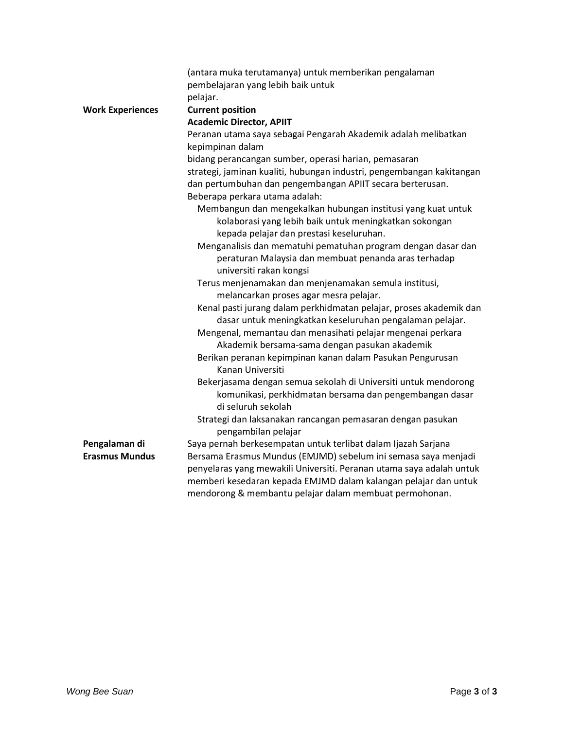(antara muka terutamanya) untuk memberikan pengalaman pembelajaran yang lebih baik untuk pelajar.

**Work Experiences**

**Current position**

**Academic Director, APIIT**

Peranan utama saya sebagai Pengarah Akademik adalah melibatkan kepimpinan dalam bidang perancangan sumber, operasi harian, pemasaran strategi, jaminan kualiti, hubungan industri, pengembangan kakitangan dan pertumbuhan dan pengembangan APIIT secara berterusan.

Beberapa perkara utama adalah:

- Membangun dan mengekalkan hubungan institusi yang kuat untuk kolaborasi yang lebih baik untuk meningkatkan sokongan kepada pelajar dan prestasi keseluruhan.
- Menganalisis dan mematuhi pematuhan program dengan dasar dan peraturan Malaysia dan membuat penanda aras terhadap universiti rakan kongsi
- Terus menjenamakan dan menjenamakan semula institusi, melancarkan proses agar mesra pelajar.
- Kenal pasti jurang dalam perkhidmatan pelajar, proses akademik dan dasar untuk meningkatkan keseluruhan pengalaman pelajar.
- Mengenal, memantau dan menasihati pelajar mengenai perkara Akademik bersama-sama dengan pasukan akademik
- Berikan peranan kepimpinan kanan dalam Pasukan Pengurusan Kanan Universiti
- Bekerjasama dengan semua sekolah di Universiti untuk mendorong komunikasi, perkhidmatan bersama dan pengembangan dasar di seluruh sekolah
- Strategi dan laksanakan rancangan pemasaran dengan pasukan pengambilan pelajar

**Pengalaman di Erasmus Mundus**

Saya pernah berkesempatan untuk terlibat dalam Ijazah Sarjana Bersama Erasmus Mundus (EMJMD) sebelum ini semasa saya menjadi penyelaras yang mewakili Universiti. Peranan utama saya adalah untuk memberi kesedaran kepada EMJMD dalam kalangan pelajar dan untuk mendorong & membantu pelajar dalam membuat permohonan.